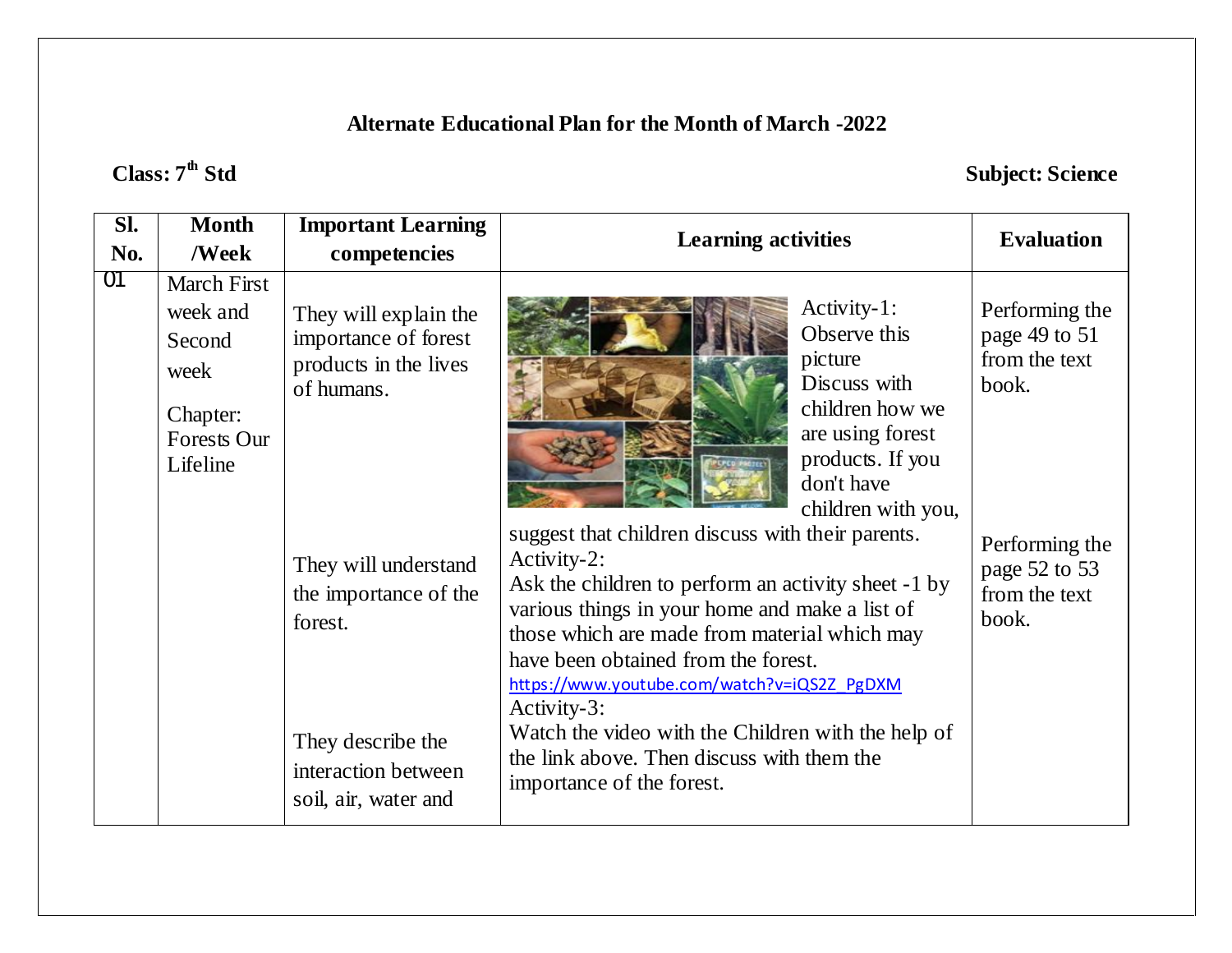**Alternate Educational Plan for the Month of March -2022**

**Class: 7th Std** **Subject: Science**

| Sl. No. | Month /Week | Important Learning competencies | Learning activities | Evaluation |
|---|---|---|---|---|
| 01 | March First week and Second week<br><br>Chapter: Forests Our Lifeline | They will explain the importance of forest products in the lives of humans.<br><br>They will understand the importance of the forest.<br><br>They describe the interaction between soil, air, water and | Activity-1: Observe this picture Discuss with children how we are using forest products. If you don't have children with you, suggest that children discuss with their parents.<br>Activity-2: Ask the children to perform an activity sheet -1 by various things in your home and make a list of those which are made from material which may have been obtained from the forest.<br>https://www.youtube.com/watch?v=iQS2Z_PgDXM<br>Activity-3: Watch the video with the Children with the help of the link above. Then discuss with them the importance of the forest. | Performing the page 49 to 51 from the text book.<br><br>Performing the page 52 to 53 from the text book. |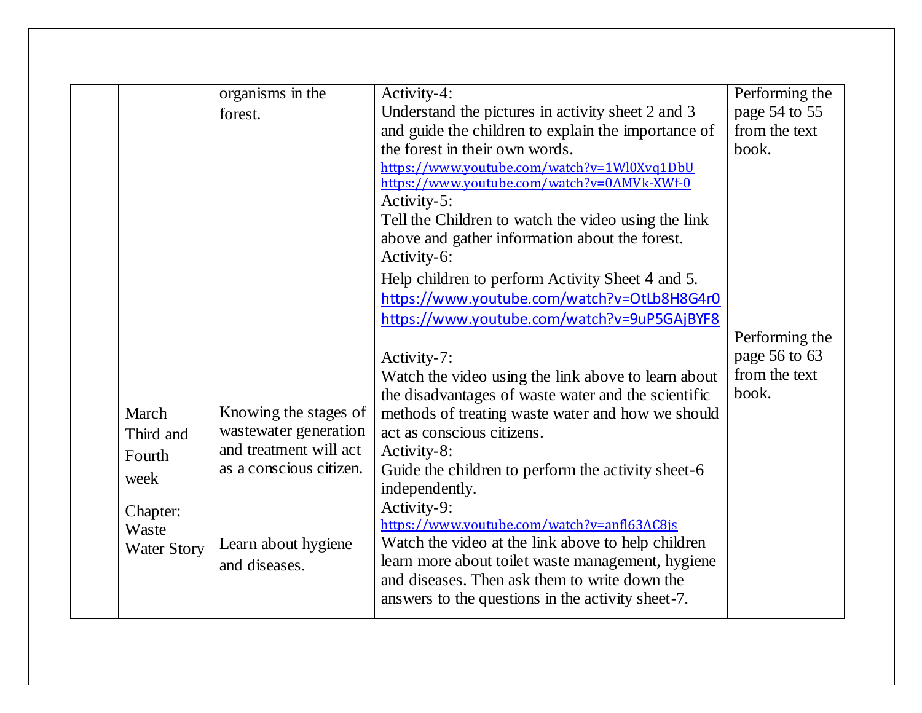|  |  |  |  |  |
|---|---|---|---|---|
|  |  | organisms in the forest. | Activity-4:<br>Understand the pictures in activity sheet 2 and 3 and guide the children to explain the importance of the forest in their own words.<br>https://www.youtube.com/watch?v=1Wl0Xvq1DbU<br>https://www.youtube.com/watch?v=0AMVk-XWf-0<br>Activity-5:<br>Tell the Children to watch the video using the link above and gather information about the forest.<br>Activity-6:<br>Help children to perform Activity Sheet 4 and 5.<br>https://www.youtube.com/watch?v=OtLb8H8G4r0<br>https://www.youtube.com/watch?v=9uP5GAjBYF8 | Performing the page 54 to 55 from the text book. |
|  | March Third and Fourth week<br><br>Chapter: Waste Water Story | Knowing the stages of wastewater generation and treatment will act as a conscious citizen.<br><br>Learn about hygiene and diseases. | Activity-7:<br>Watch the video using the link above to learn about the disadvantages of waste water and the scientific methods of treating waste water and how we should act as conscious citizens.<br>Activity-8:<br>Guide the children to perform the activity sheet-6 independently.<br>Activity-9:<br>https://www.youtube.com/watch?v=anfl63AC8js<br>Watch the video at the link above to help children learn more about toilet waste management, hygiene and diseases. Then ask them to write down the answers to the questions in the activity sheet-7. | Performing the page 56 to 63 from the text book. |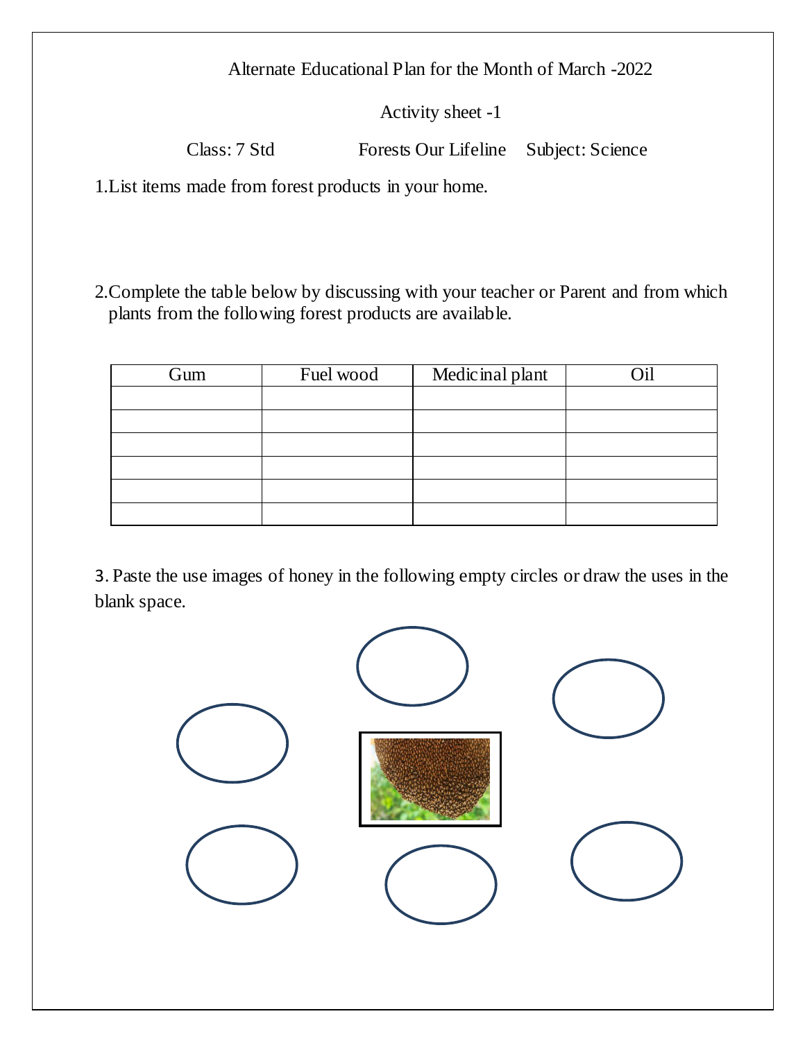Alternate Educational Plan for the Month of March -2022

Activity sheet -1

Class: 7 Std Forests Our Lifeline Subject: Science

1.List items made from forest products in your home.

2.Complete the table below by discussing with your teacher or Parent and from which plants from the following forest products are available.

| Gum | Fuel wood | Medicinal plant | Oil |
|---|---|---|---|
| | | | |
| | | | |
| | | | |
| | | | |
| | | | |
| | | | |

3. Paste the use images of honey in the following empty circles or draw the uses in the blank space.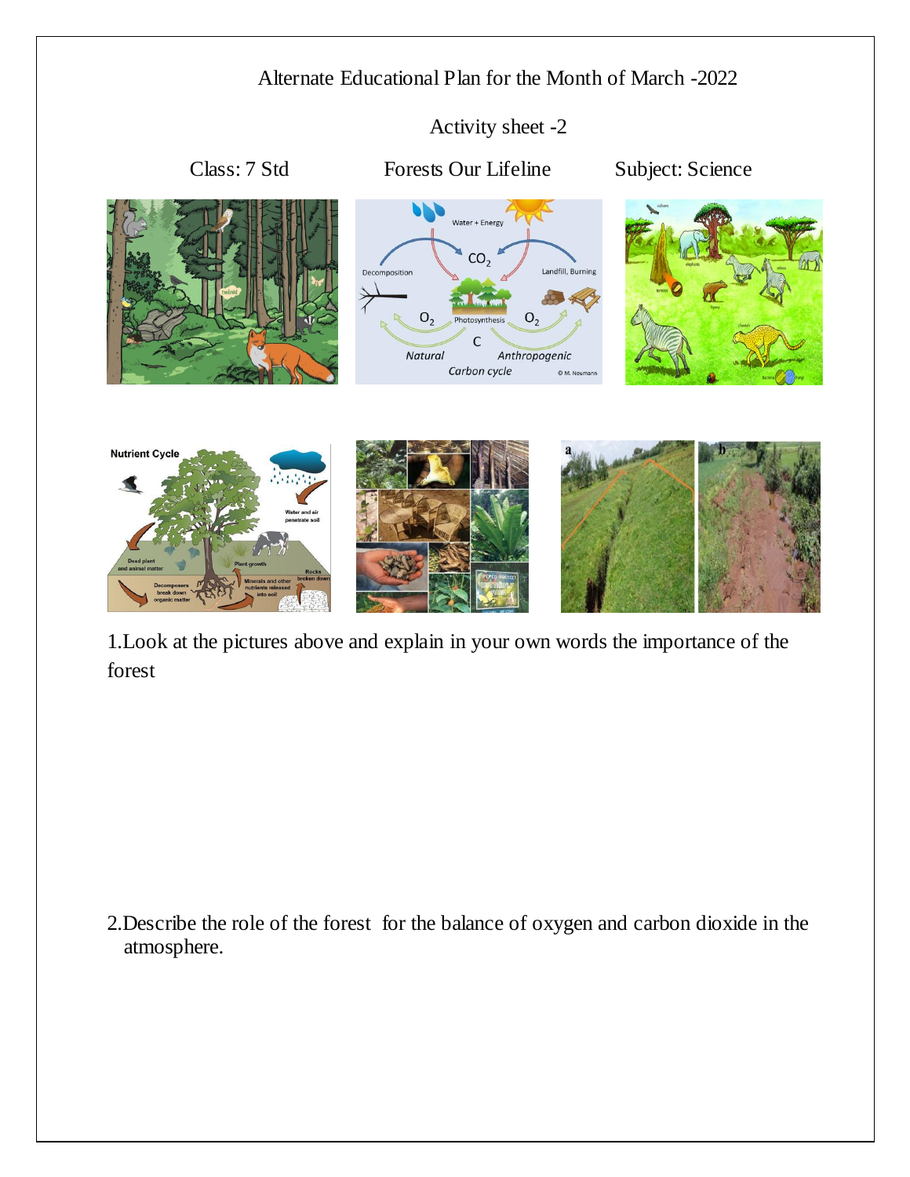Alternate Educational Plan for the Month of March -2022

Activity sheet -2

Class: 7 Std | Forests Our Lifeline | Subject: Science

1.Look at the pictures above and explain in your own words the importance of the forest

2.Describe the role of the forest for the balance of oxygen and carbon dioxide in the atmosphere.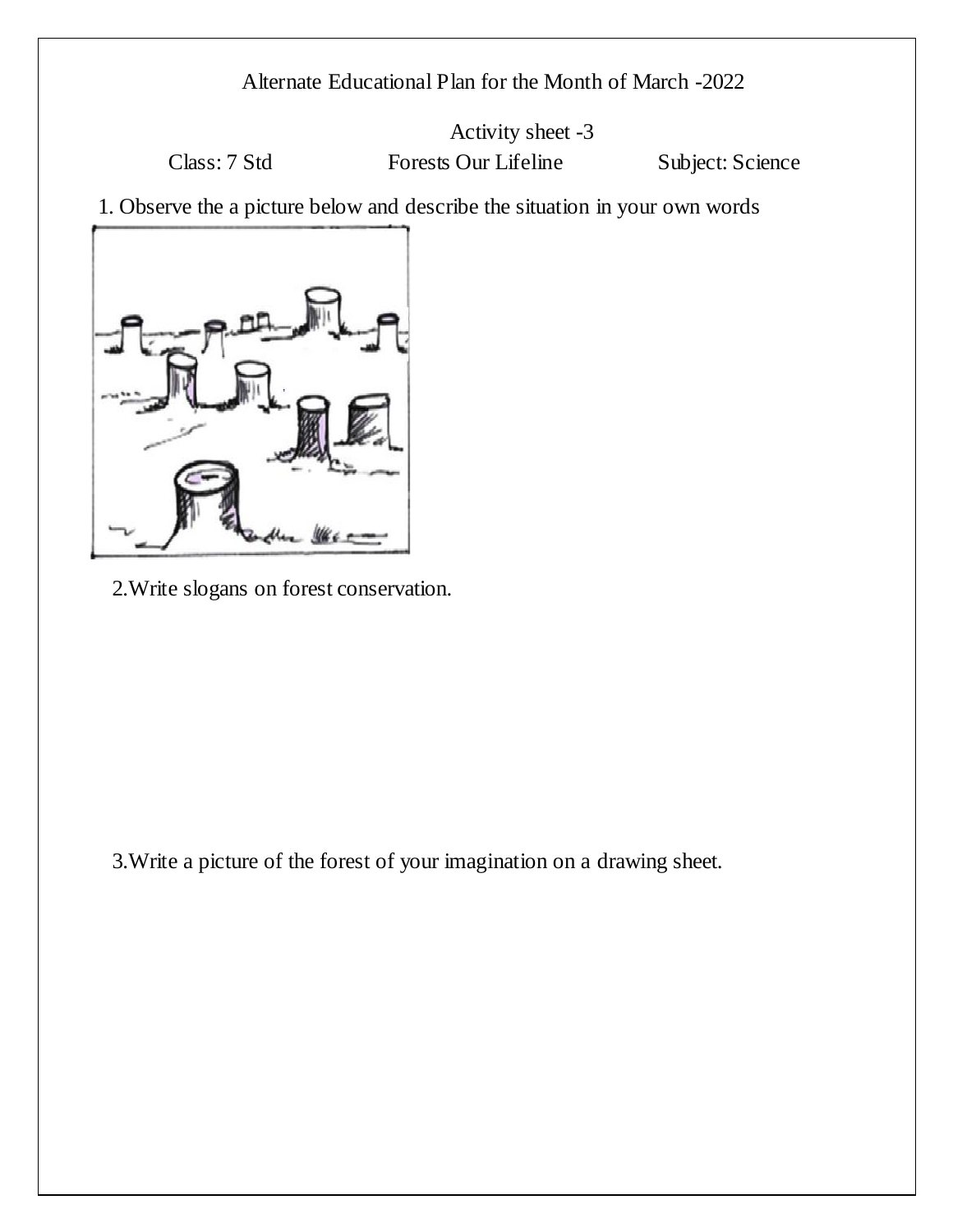Alternate Educational Plan for the Month of March -2022

Activity sheet -3

Class: 7 Std     Forests Our Lifeline     Subject: Science

1. Observe the a picture below and describe the situation in your own words

2.Write slogans on forest conservation.

3.Write a picture of the forest of your imagination on a drawing sheet.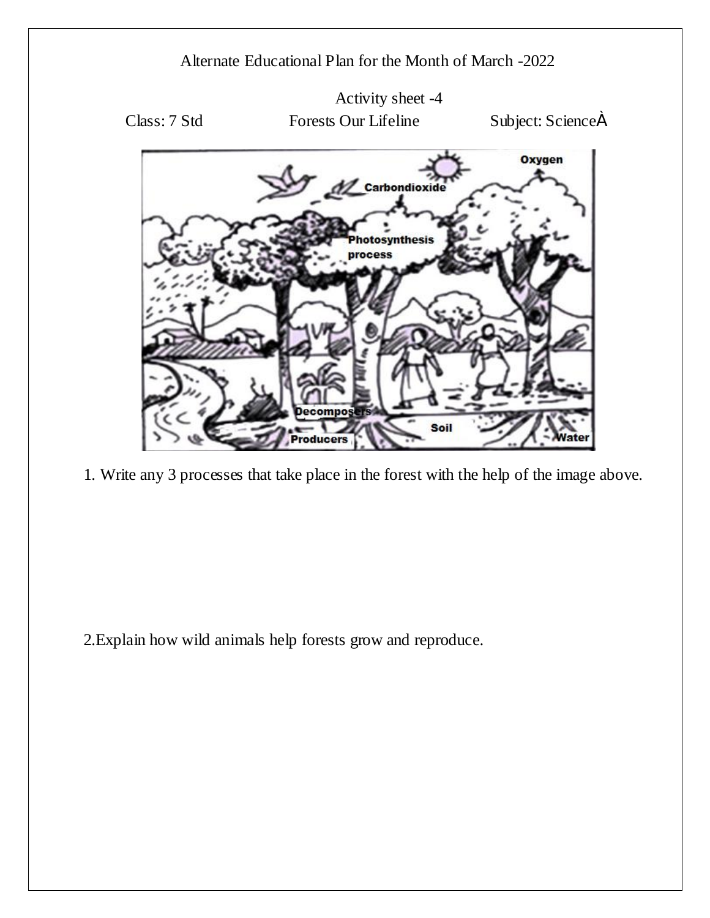Alternate Educational Plan for the Month of March -2022

Activity sheet -4

Class: 7 Std Forests Our Lifeline Subject: ScienceÀ

1. Write any 3 processes that take place in the forest with the help of the image above.

2.Explain how wild animals help forests grow and reproduce.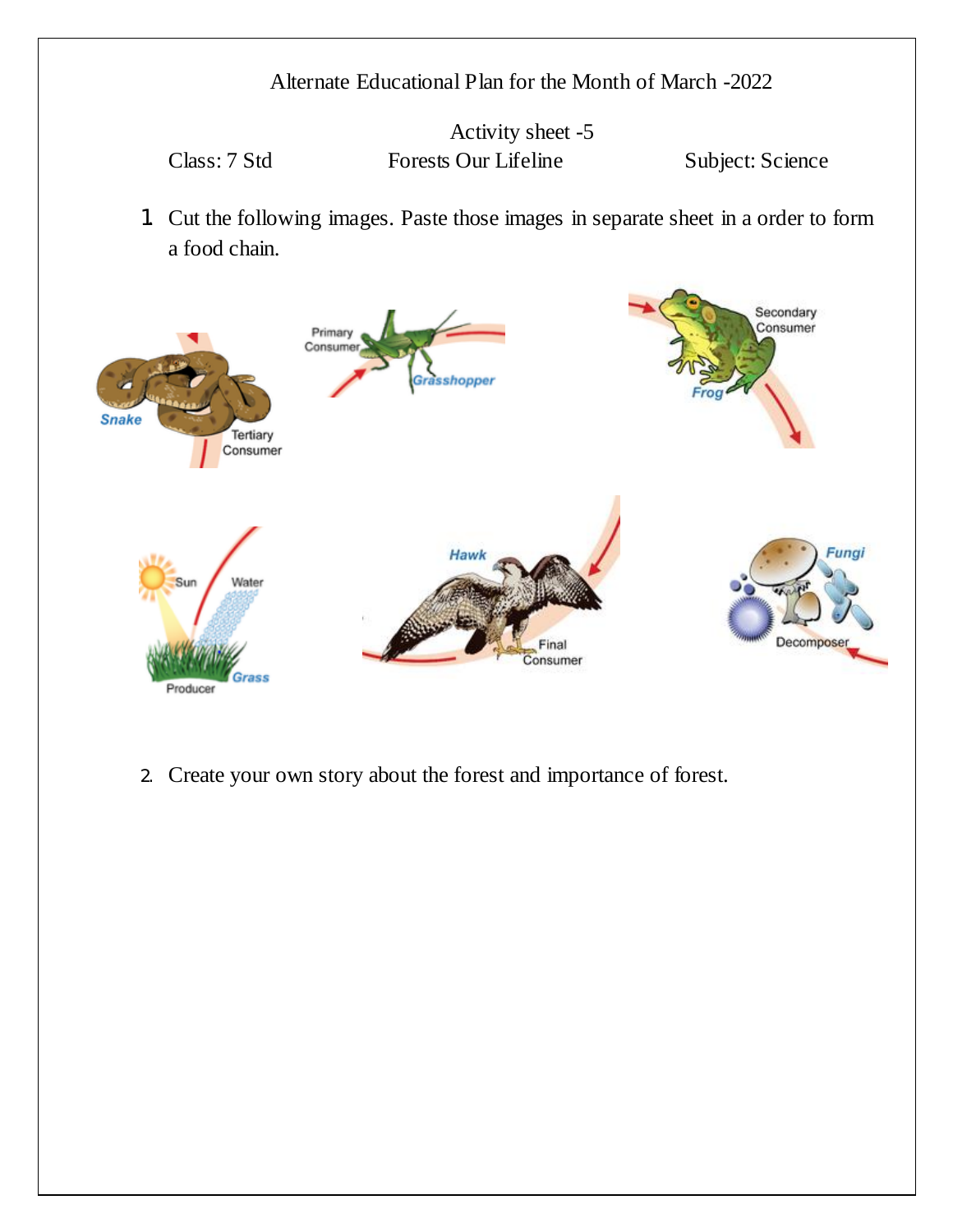Alternate Educational Plan for the Month of March -2022

Activity sheet -5

Class: 7 Std Forests Our Lifeline Subject: Science

1. Cut the following images. Paste those images in separate sheet in a order to form a food chain.

Snake
Tertiary Consumer

Primary Consumer
Grasshopper

Secondary Consumer
Frog

Sun
Water
Grass
Producer

Hawk
Final Consumer

Fungi
Decomposer

2. Create your own story about the forest and importance of forest.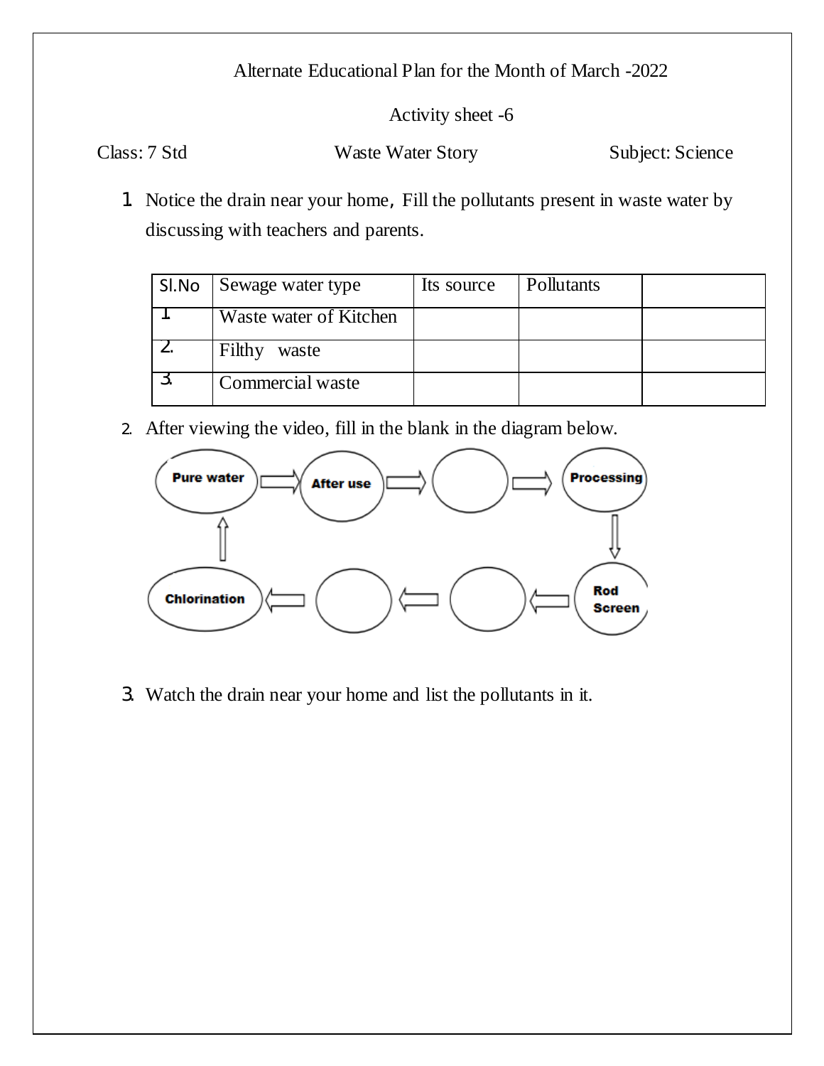Alternate Educational Plan for the Month of March -2022

Activity sheet -6

Class: 7 Std | Waste Water Story | Subject: Science

1. Notice the drain near your home, Fill the pollutants present in waste water by discussing with teachers and parents.

| Sl.No | Sewage water type | Its source | Pollutants | |
|---|---|---|---|---|
| 1. | Waste water of Kitchen | | | |
| 2. | Filthy waste | | | |
| 3. | Commercial waste | | | |

2. After viewing the video, fill in the blank in the diagram below.

Pure water ⇒ After use ⇒ ( ) ⇒ Processing ⇓ Rod Screen ⇒ ( ) ⇒ ( ) ⇒ Chlorination ⇒ Pure water

3. Watch the drain near your home and list the pollutants in it.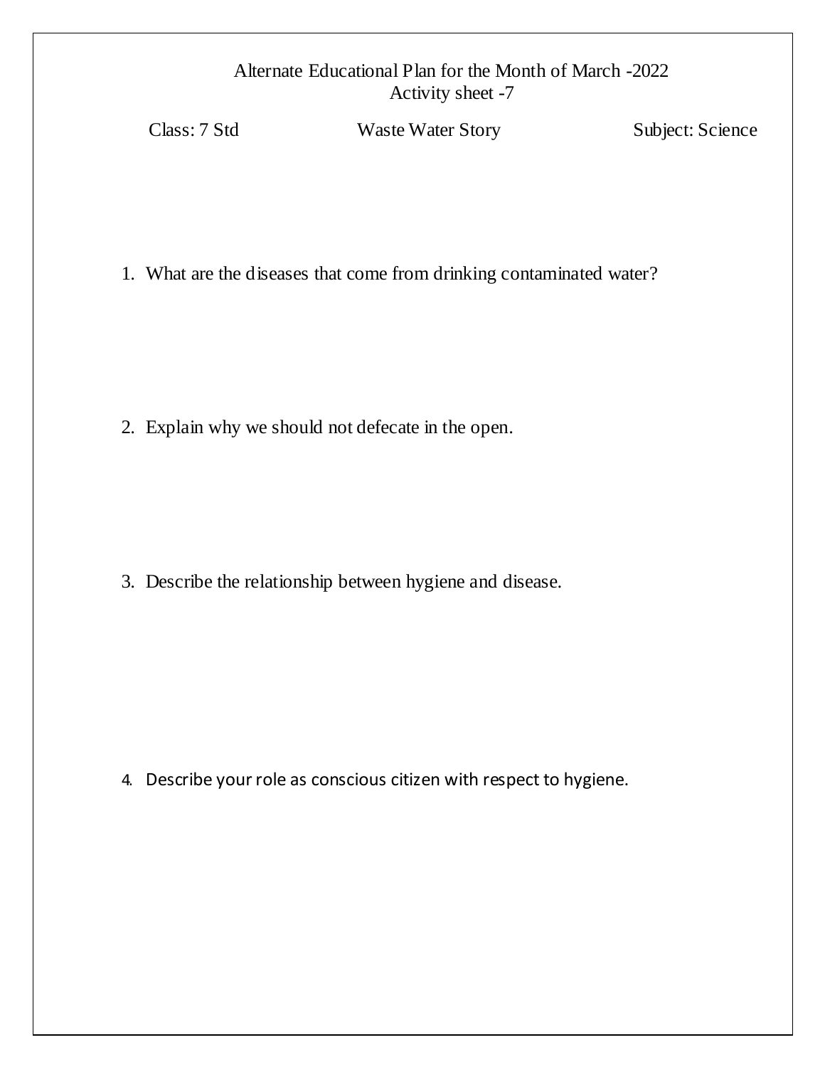Alternate Educational Plan for the Month of March -2022

Activity sheet -7

Class: 7 Std | Waste Water Story | Subject: Science

1. What are the diseases that come from drinking contaminated water?

2. Explain why we should not defecate in the open.

3. Describe the relationship between hygiene and disease.

4. Describe your role as conscious citizen with respect to hygiene.